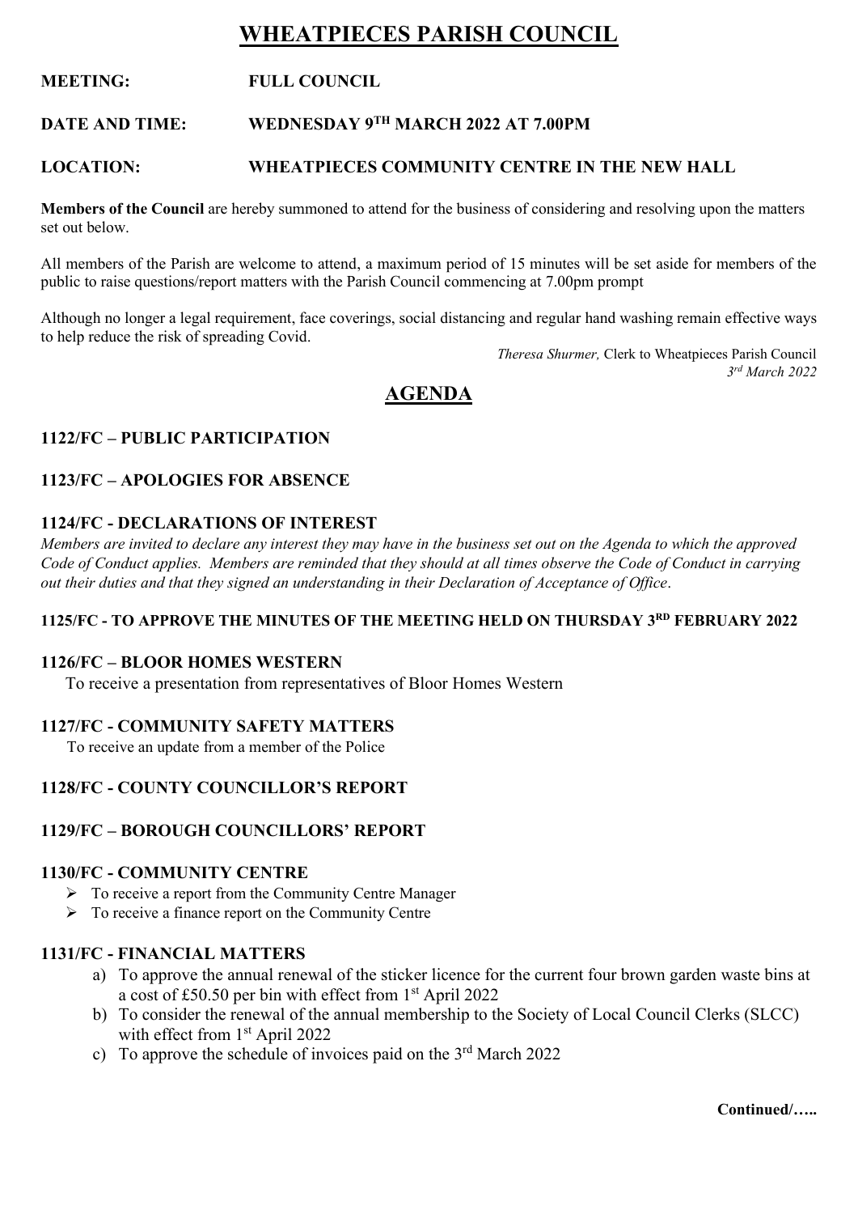# WHEATPIECES PARISH COUNCIL

**MEETING:** **FULL COUNCIL**

**DATE AND TIME:** **WEDNESDAY 9TH MARCH 2022 AT 7.00PM**

**LOCATION:** **WHEATPIECES COMMUNITY CENTRE IN THE NEW HALL**

**Members of the Council** are hereby summoned to attend for the business of considering and resolving upon the matters set out below.

All members of the Parish are welcome to attend, a maximum period of 15 minutes will be set aside for members of the public to raise questions/report matters with the Parish Council commencing at 7.00pm prompt

Although no longer a legal requirement, face coverings, social distancing and regular hand washing remain effective ways to help reduce the risk of spreading Covid.

*Theresa Shurmer,* Clerk to Wheatpieces Parish Council
*3rd March 2022*

## AGENDA

### 1122/FC – PUBLIC PARTICIPATION

### 1123/FC – APOLOGIES FOR ABSENCE

### 1124/FC - DECLARATIONS OF INTEREST

*Members are invited to declare any interest they may have in the business set out on the Agenda to which the approved Code of Conduct applies. Members are reminded that they should at all times observe the Code of Conduct in carrying out their duties and that they signed an understanding in their Declaration of Acceptance of Office.*

### 1125/FC - TO APPROVE THE MINUTES OF THE MEETING HELD ON THURSDAY 3RD FEBRUARY 2022

### 1126/FC – BLOOR HOMES WESTERN

To receive a presentation from representatives of Bloor Homes Western

### 1127/FC - COMMUNITY SAFETY MATTERS

To receive an update from a member of the Police

### 1128/FC - COUNTY COUNCILLOR'S REPORT

### 1129/FC – BOROUGH COUNCILLORS' REPORT

### 1130/FC - COMMUNITY CENTRE

- To receive a report from the Community Centre Manager
- To receive a finance report on the Community Centre

### 1131/FC - FINANCIAL MATTERS

a) To approve the annual renewal of the sticker licence for the current four brown garden waste bins at a cost of £50.50 per bin with effect from 1st April 2022
b) To consider the renewal of the annual membership to the Society of Local Council Clerks (SLCC) with effect from 1st April 2022
c) To approve the schedule of invoices paid on the 3rd March 2022

**Continued/…..**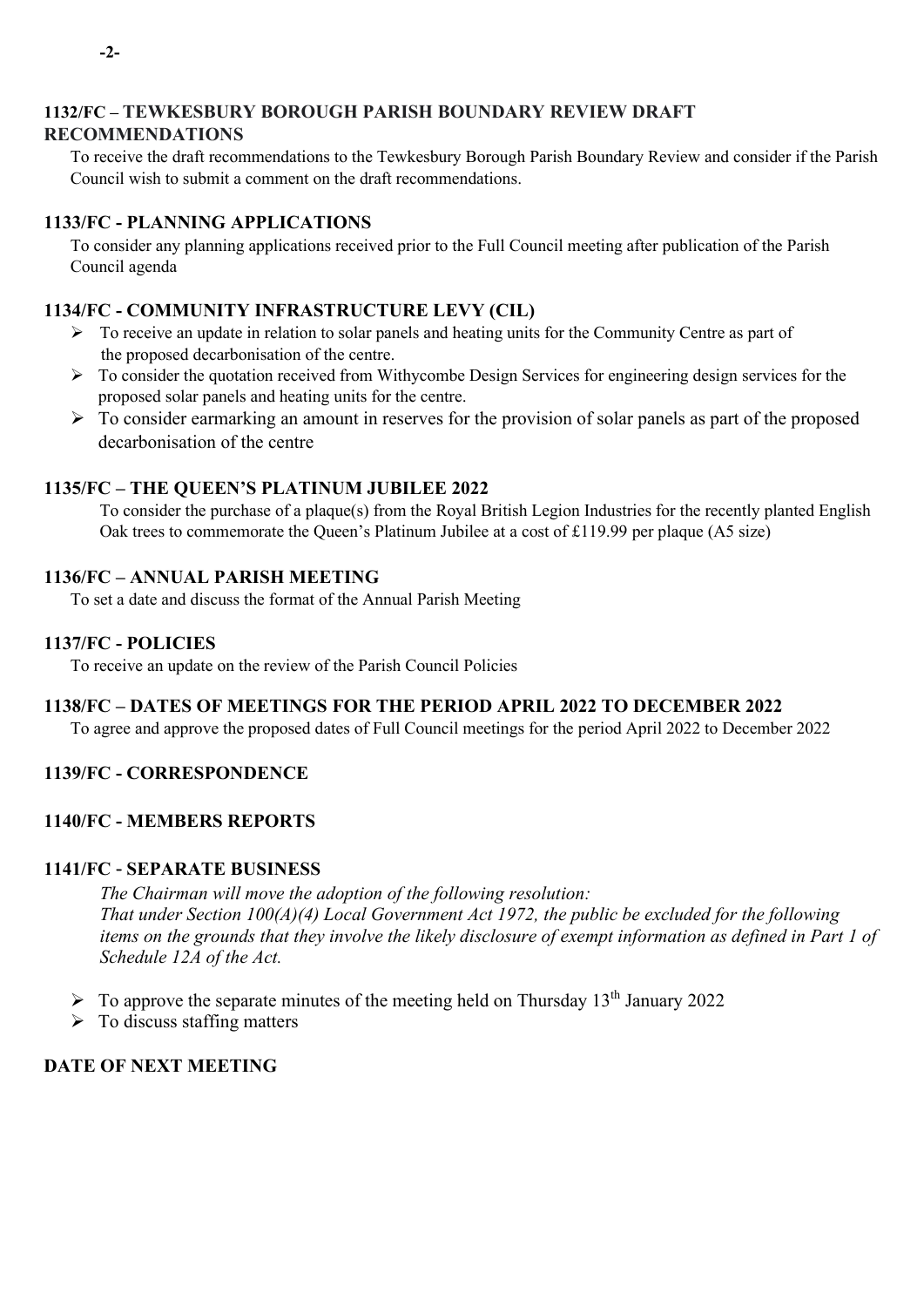## 1132/FC – TEWKESBURY BOROUGH PARISH BOUNDARY REVIEW DRAFT RECOMMENDATIONS

To receive the draft recommendations to the Tewkesbury Borough Parish Boundary Review and consider if the Parish Council wish to submit a comment on the draft recommendations.

## 1133/FC - PLANNING APPLICATIONS

To consider any planning applications received prior to the Full Council meeting after publication of the Parish Council agenda

## 1134/FC - COMMUNITY INFRASTRUCTURE LEVY (CIL)

- To receive an update in relation to solar panels and heating units for the Community Centre as part of the proposed decarbonisation of the centre.
- To consider the quotation received from Withycombe Design Services for engineering design services for the proposed solar panels and heating units for the centre.
- To consider earmarking an amount in reserves for the provision of solar panels as part of the proposed decarbonisation of the centre

## 1135/FC – THE QUEEN'S PLATINUM JUBILEE 2022

To consider the purchase of a plaque(s) from the Royal British Legion Industries for the recently planted English Oak trees to commemorate the Queen's Platinum Jubilee at a cost of £119.99 per plaque (A5 size)

## 1136/FC – ANNUAL PARISH MEETING

To set a date and discuss the format of the Annual Parish Meeting

## 1137/FC - POLICIES

To receive an update on the review of the Parish Council Policies

## 1138/FC – DATES OF MEETINGS FOR THE PERIOD APRIL 2022 TO DECEMBER 2022

To agree and approve the proposed dates of Full Council meetings for the period April 2022 to December 2022

## 1139/FC - CORRESPONDENCE

## 1140/FC - MEMBERS REPORTS

## 1141/FC - SEPARATE BUSINESS

*The Chairman will move the adoption of the following resolution:*
*That under Section 100(A)(4) Local Government Act 1972, the public be excluded for the following items on the grounds that they involve the likely disclosure of exempt information as defined in Part 1 of Schedule 12A of the Act.*

- To approve the separate minutes of the meeting held on Thursday 13th January 2022
- To discuss staffing matters

## DATE OF NEXT MEETING